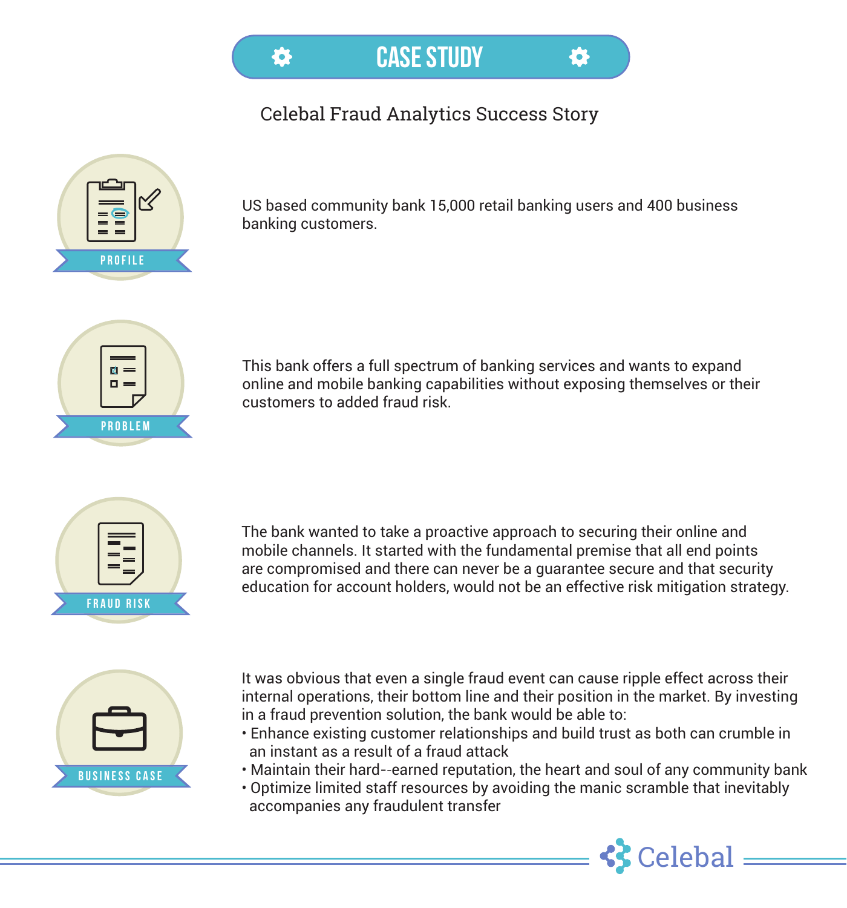# CASE STUDY

Celebal Fraud Analytics Success Story

## PROFILE

US based community bank 15,000 retail banking users and 400 business banking customers.

## PROBLEM

This bank offers a full spectrum of banking services and wants to expand online and mobile banking capabilities without exposing themselves or their customers to added fraud risk.

## FRAUD RISK

The bank wanted to take a proactive approach to securing their online and mobile channels. It started with the fundamental premise that all end points are compromised and there can never be a guarantee secure and that security education for account holders, would not be an effective risk mitigation strategy.

## BUSINESS CASE

It was obvious that even a single fraud event can cause ripple effect across their internal operations, their bottom line and their position in the market. By investing in a fraud prevention solution, the bank would be able to:

- Enhance existing customer relationships and build trust as both can crumble in an instant as a result of a fraud attack
- Maintain their hard--earned reputation, the heart and soul of any community bank
- Optimize limited staff resources by avoiding the manic scramble that inevitably accompanies any fraudulent transfer

Celebal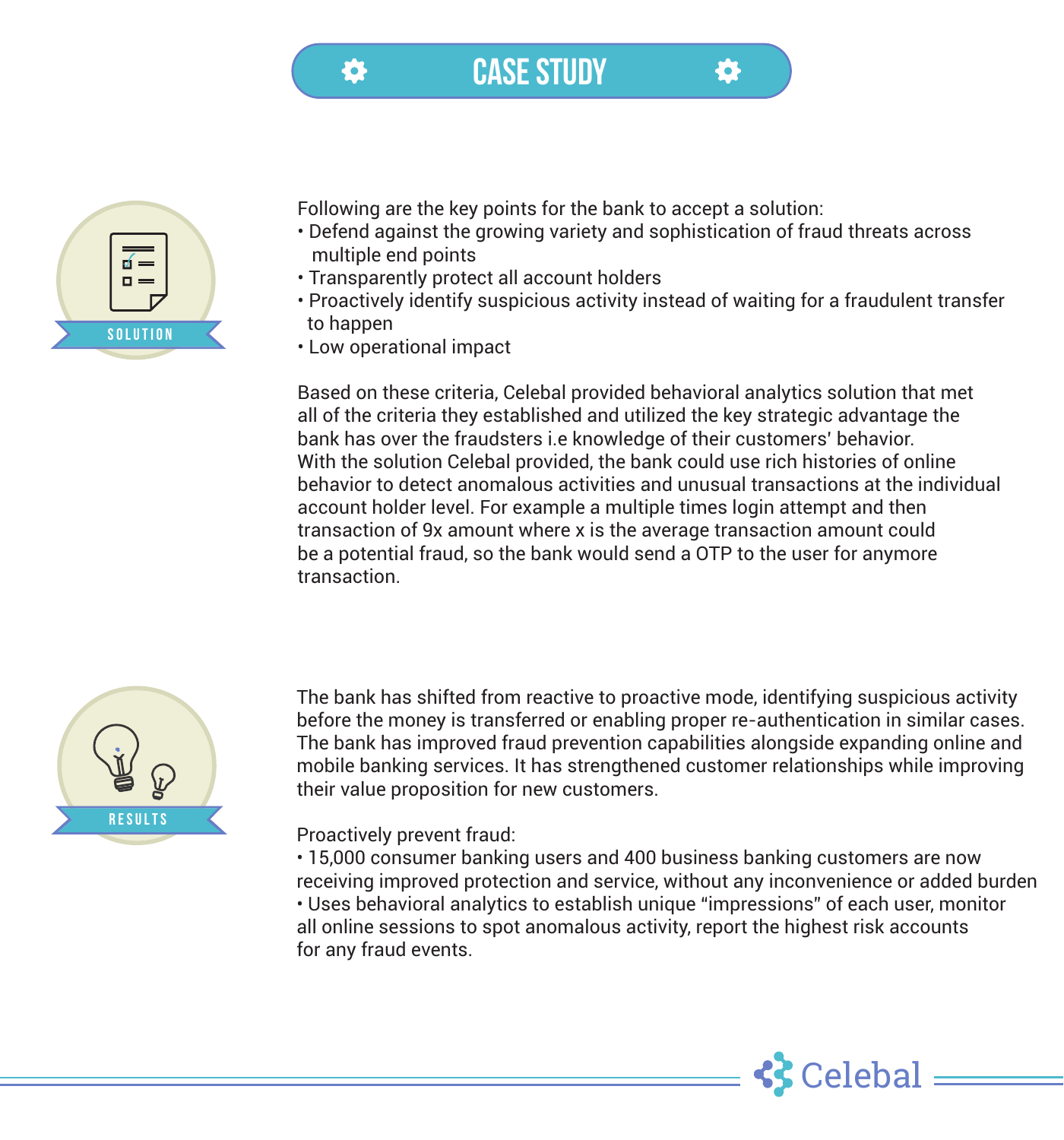# CASE STUDY

## SOLUTION

Following are the key points for the bank to accept a solution:

- Defend against the growing variety and sophistication of fraud threats across multiple end points
- Transparently protect all account holders
- Proactively identify suspicious activity instead of waiting for a fraudulent transfer to happen
- Low operational impact

Based on these criteria, Celebal provided behavioral analytics solution that met all of the criteria they established and utilized the key strategic advantage the bank has over the fraudsters i.e knowledge of their customers' behavior. With the solution Celebal provided, the bank could use rich histories of online behavior to detect anomalous activities and unusual transactions at the individual account holder level. For example a multiple times login attempt and then transaction of 9x amount where x is the average transaction amount could be a potential fraud, so the bank would send a OTP to the user for anymore transaction.

## RESULTS

The bank has shifted from reactive to proactive mode, identifying suspicious activity before the money is transferred or enabling proper re-authentication in similar cases. The bank has improved fraud prevention capabilities alongside expanding online and mobile banking services. It has strengthened customer relationships while improving their value proposition for new customers.

Proactively prevent fraud:

- 15,000 consumer banking users and 400 business banking customers are now receiving improved protection and service, without any inconvenience or added burden
- Uses behavioral analytics to establish unique "impressions" of each user, monitor all online sessions to spot anomalous activity, report the highest risk accounts for any fraud events.

Celebal